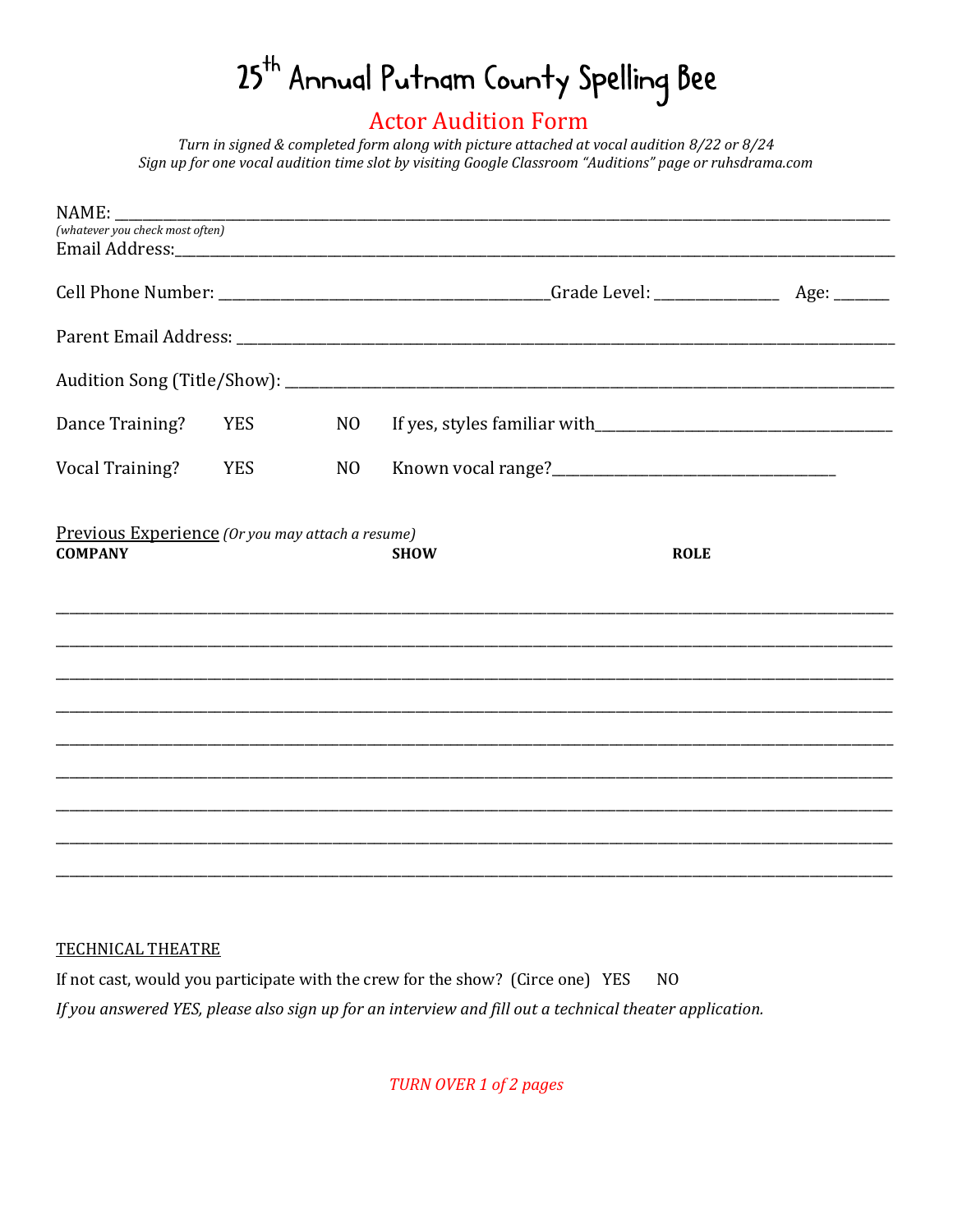# 25th Annual Putnam County Spelling Bee

## Actor Audition Form

*Turn in signed & completed form along with picture attached at vocal audition 8/22 or 8/24*
*Sign up for one vocal audition time slot by visiting Google Classroom "Auditions" page or ruhsdrama.com*

NAME: ______________________________________________________________________________

*(whatever you check most often)*
Email Address:_______________________________________________________________________

Cell Phone Number: ___________________________________Grade Level: ______________ Age: ______

Parent Email Address: _________________________________________________________________

Audition Song (Title/Show): ____________________________________________________________

Dance Training? YES NO If yes, styles familiar with___________________________________

Vocal Training? YES NO Known vocal range?_________________________________

Previous Experience *(Or you may attach a resume)*

| COMPANY | SHOW | ROLE |
| --- | --- | --- |
| | | |
| | | |
| | | |
| | | |
| | | |
| | | |
| | | |
| | | |
| | | |

TECHNICAL THEATRE

If not cast, would you participate with the crew for the show? (Circe one) YES NO

*If you answered YES, please also sign up for an interview and fill out a technical theater application.*

*TURN OVER*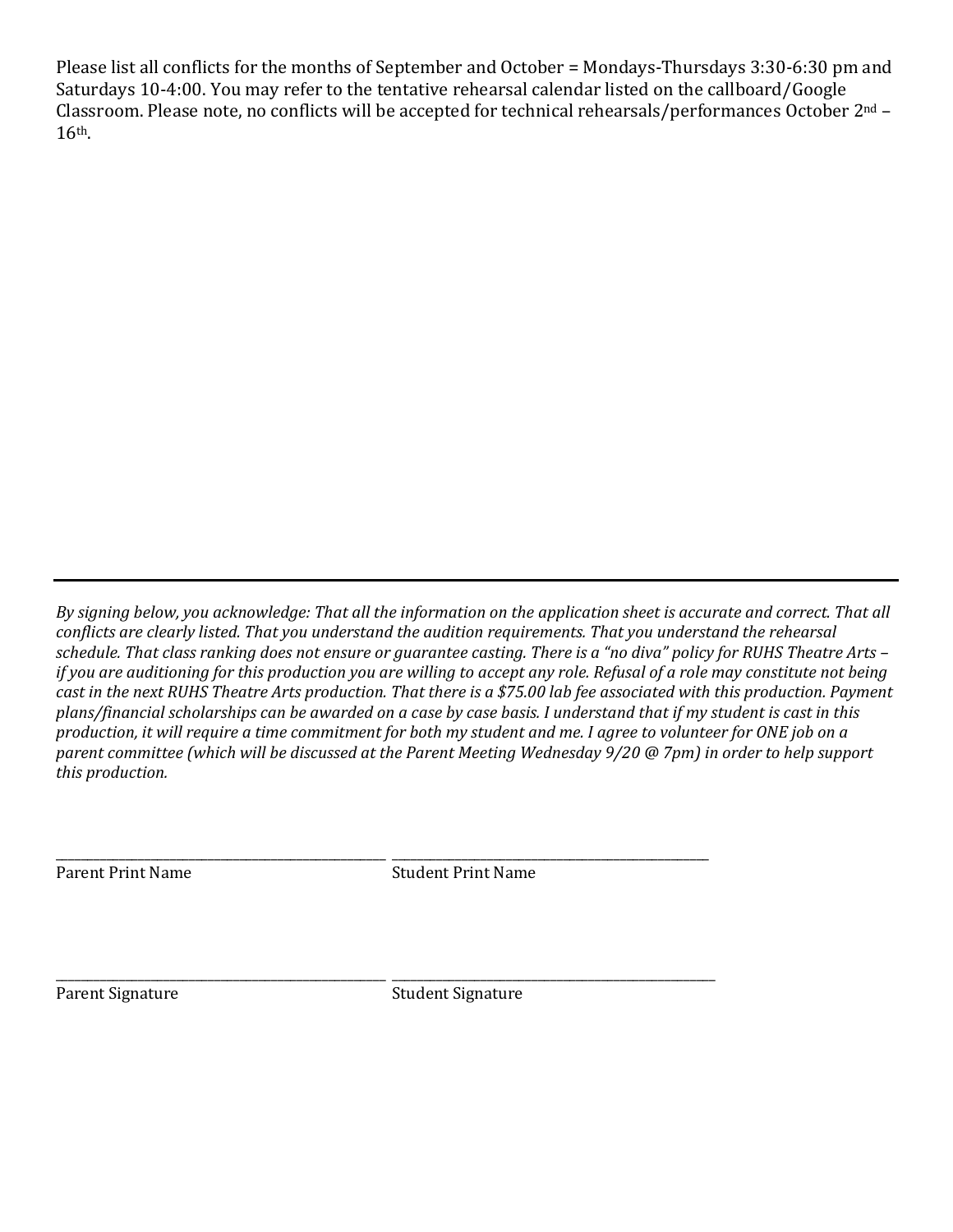Please list all conflicts for the months of September and October = Mondays-Thursdays 3:30-6:30 pm and Saturdays 10-4:00. You may refer to the tentative rehearsal calendar listed on the callboard/Google Classroom. Please note, no conflicts will be accepted for technical rehearsals/performances October 2nd – 16th.

---

*By signing below, you acknowledge: That all the information on the application sheet is accurate and correct. That all conflicts are clearly listed. That you understand the audition requirements. That you understand the rehearsal schedule. That class ranking does not ensure or guarantee casting. There is a "no diva" policy for RUHS Theatre Arts – if you are auditioning for this production you are willing to accept any role. Refusal of a role may constitute not being cast in the next RUHS Theatre Arts production. That there is a $75.00 lab fee associated with this production. Payment plans/financial scholarships can be awarded on a case by case basis. I understand that if my student is cast in this production, it will require a time commitment for both my student and me. I agree to volunteer for ONE job on a parent committee (which will be discussed at the Parent Meeting Wednesday 9/20 @ 7pm) in order to help support this production.*

_______________________________ _______________________________

Parent Print Name Student Print Name

_______________________________ _______________________________

Parent Signature Student Signature